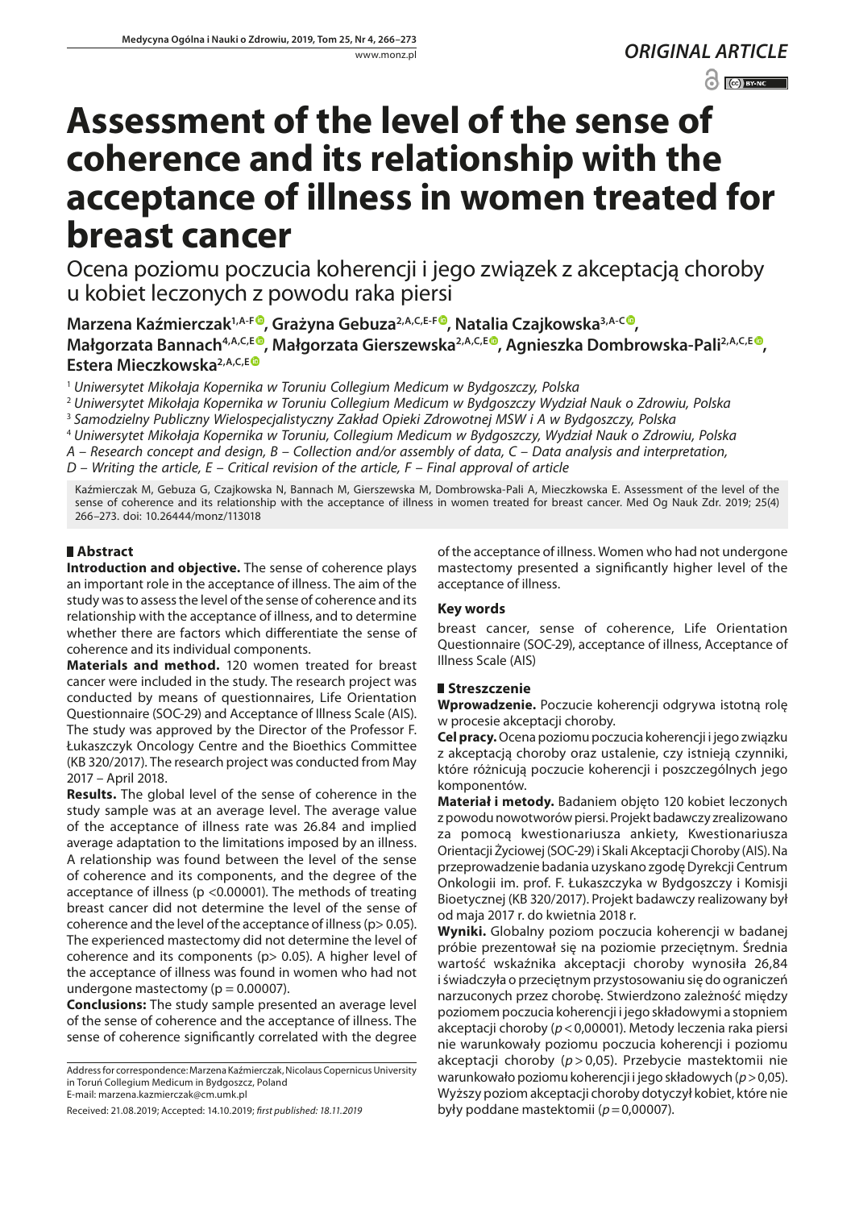ORIGINAL ARTICLE

# Assessment of the level of the sense of coherence and its relationship with the acceptance of illness in women treated for breast cancer

Ocena poziomu poczucia koherencji i jego związek z akceptacją choroby u kobiet leczonych z powodu raka piersi

**Marzena Kaźmierczak[1,A-F], Grażyna Gebuza[2,A,C,E-F], Natalia Czajkowska[3,A-C], Małgorzata Bannach[4,A,C,E], Małgorzata Gierszewska[2,A,C,E], Agnieszka Dombrowska-Pali[2,A,C,E], Estera Mieczkowska[2,A,C,E]**

[1] *Uniwersytet Mikołaja Kopernika w Toruniu Collegium Medicum w Bydgoszczy, Polska*
[2] *Uniwersytet Mikołaja Kopernika w Toruniu Collegium Medicum w Bydgoszczy Wydział Nauk o Zdrowiu, Polska*
[3] *Samodzielny Publiczny Wielospecjalistyczny Zakład Opieki Zdrowotnej MSW i A w Bydgoszczy, Polska*
[4] *Uniwersytet Mikołaja Kopernika w Toruniu, Collegium Medicum w Bydgoszczy, Wydział Nauk o Zdrowiu, Polska*
*A – Research concept and design, B – Collection and/or assembly of data, C – Data analysis and interpretation, D – Writing the article, E – Critical revision of the article, F – Final approval of article*

Kaźmierczak M, Gebuza G, Czajkowska N, Bannach M, Gierszewska M, Dombrowska-Pali A, Mieczkowska E. Assessment of the level of the sense of coherence and its relationship with the acceptance of illness in women treated for breast cancer. Med Og Nauk Zdr. 2019; 25(4) 266–273. doi: 10.26444/monz/113018

## Abstract

**Introduction and objective.** The sense of coherence plays an important role in the acceptance of illness. The aim of the study was to assess the level of the sense of coherence and its relationship with the acceptance of illness, and to determine whether there are factors which differentiate the sense of coherence and its individual components.

**Materials and method.** 120 women treated for breast cancer were included in the study. The research project was conducted by means of questionnaires, Life Orientation Questionnaire (SOC-29) and Acceptance of Illness Scale (AIS). The study was approved by the Director of the Professor F. Łukaszczyk Oncology Centre and the Bioethics Committee (KB 320/2017). The research project was conducted from May 2017 – April 2018.

**Results.** The global level of the sense of coherence in the study sample was at an average level. The average value of the acceptance of illness rate was 26.84 and implied average adaptation to the limitations imposed by an illness. A relationship was found between the level of the sense of coherence and its components, and the degree of the acceptance of illness ($p < 0.00001$). The methods of treating breast cancer did not determine the level of the sense of coherence and the level of the acceptance of illness ($p > 0.05$). The experienced mastectomy did not determine the level of coherence and its components ($p > 0.05$). A higher level of the acceptance of illness was found in women who had not undergone mastectomy ($p = 0.00007$).

**Conclusions:** The study sample presented an average level of the sense of coherence and the acceptance of illness. The sense of coherence significantly correlated with the degree of the acceptance of illness. Women who had not undergone mastectomy presented a significantly higher level of the acceptance of illness.

### Key words

breast cancer, sense of coherence, Life Orientation Questionnaire (SOC-29), acceptance of illness, Acceptance of Illness Scale (AIS)

## Streszczenie

**Wprowadzenie.** Poczucie koherencji odgrywa istotną rolę w procesie akceptacji choroby.

**Cel pracy.** Ocena poziomu poczucia koherencji i jego związku z akceptacją choroby oraz ustalenie, czy istnieją czynniki, które różnicują poczucie koherencji i poszczególnych jego komponentów.

**Materiał i metody.** Badaniem objęto 120 kobiet leczonych z powodu nowotworów piersi. Projekt badawczy zrealizowano za pomocą kwestionariusza ankiety, Kwestionariusza Orientacji Życiowej (SOC-29) i Skali Akceptacji Choroby (AIS). Na przeprowadzenie badania uzyskano zgodę Dyrekcji Centrum Onkologii im. prof. F. Łukaszczyka w Bydgoszczy i Komisji Bioetycznej (KB 320/2017). Projekt badawczy realizowany był od maja 2017 r. do kwietnia 2018 r.

**Wyniki.** Globalny poziom poczucia koherencji w badanej próbie prezentował się na poziomie przeciętnym. Średnia wartość wskaźnika akceptacji choroby wynosiła 26,84 i świadczyła o przeciętnym przystosowaniu się do ograniczeń narzuconych przez chorobę. Stwierdzono zależność między poziomem poczucia koherencji i jego składowymi a stopniem akceptacji choroby ($p < 0{,}00001$). Metody leczenia raka piersi nie warunkowały poziomu poczucia koherencji i poziomu akceptacji choroby ($p > 0{,}05$). Przebycie mastektomii nie warunkowało poziomu koherencji i jego składowych ($p > 0{,}05$). Wyższy poziom akceptacji choroby dotyczył kobiet, które nie były poddane mastektomii ($p = 0{,}00007$).

Address for correspondence: Marzena Kaźmierczak, Nicolaus Copernicus University in Toruń Collegium Medicum in Bydgoszcz, Poland
E-mail: marzena.kazmierczak@cm.umk.pl

Received: 21.08.2019; Accepted: 14.10.2019; *first published: 18.11.2019*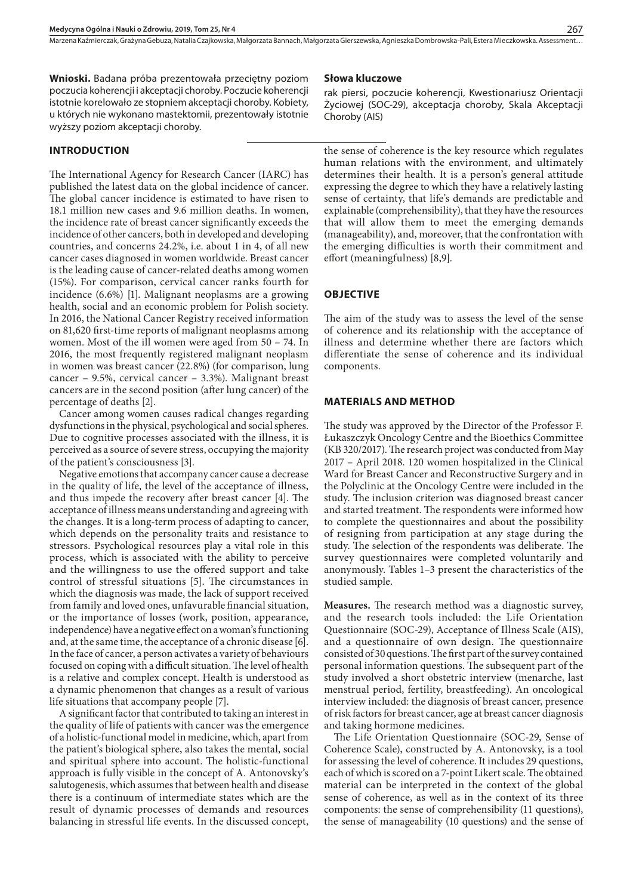**Wnioski.** Badana próba prezentowała przeciętny poziom poczucia koherencji i akceptacji choroby. Poczucie koherencji istotnie korelowało ze stopniem akceptacji choroby. Kobiety, u których nie wykonano mastektomii, prezentowały istotnie wyższy poziom akceptacji choroby.

**Słowa kluczowe**

rak piersi, poczucie koherencji, Kwestionariusz Orientacji Życiowej (SOC-29), akceptacja choroby, Skala Akceptacji Choroby (AIS)

## INTRODUCTION

The International Agency for Research Cancer (IARC) has published the latest data on the global incidence of cancer. The global cancer incidence is estimated to have risen to 18.1 million new cases and 9.6 million deaths. In women, the incidence rate of breast cancer significantly exceeds the incidence of other cancers, both in developed and developing countries, and concerns 24.2%, i.e. about 1 in 4, of all new cancer cases diagnosed in women worldwide. Breast cancer is the leading cause of cancer-related deaths among women (15%). For comparison, cervical cancer ranks fourth for incidence (6.6%) [1]. Malignant neoplasms are a growing health, social and an economic problem for Polish society. In 2016, the National Cancer Registry received information on 81,620 first-time reports of malignant neoplasms among women. Most of the ill women were aged from 50 – 74. In 2016, the most frequently registered malignant neoplasm in women was breast cancer (22.8%) (for comparison, lung cancer – 9.5%, cervical cancer – 3.3%). Malignant breast cancers are in the second position (after lung cancer) of the percentage of deaths [2].

Cancer among women causes radical changes regarding dysfunctions in the physical, psychological and social spheres. Due to cognitive processes associated with the illness, it is perceived as a source of severe stress, occupying the majority of the patient's consciousness [3].

Negative emotions that accompany cancer cause a decrease in the quality of life, the level of the acceptance of illness, and thus impede the recovery after breast cancer [4]. The acceptance of illness means understanding and agreeing with the changes. It is a long-term process of adapting to cancer, which depends on the personality traits and resistance to stressors. Psychological resources play a vital role in this process, which is associated with the ability to perceive and the willingness to use the offered support and take control of stressful situations [5]. The circumstances in which the diagnosis was made, the lack of support received from family and loved ones, unfavurable financial situation, or the importance of losses (work, position, appearance, independence) have a negative effect on a woman's functioning and, at the same time, the acceptance of a chronic disease [6]. In the face of cancer, a person activates a variety of behaviours focused on coping with a difficult situation. The level of health is a relative and complex concept. Health is understood as a dynamic phenomenon that changes as a result of various life situations that accompany people [7].

A significant factor that contributed to taking an interest in the quality of life of patients with cancer was the emergence of a holistic-functional model in medicine, which, apart from the patient's biological sphere, also takes the mental, social and spiritual sphere into account. The holistic-functional approach is fully visible in the concept of A. Antonovsky's salutogenesis, which assumes that between health and disease there is a continuum of intermediate states which are the result of dynamic processes of demands and resources balancing in stressful life events. In the discussed concept, the sense of coherence is the key resource which regulates human relations with the environment, and ultimately determines their health. It is a person's general attitude expressing the degree to which they have a relatively lasting sense of certainty, that life's demands are predictable and explainable (comprehensibility), that they have the resources that will allow them to meet the emerging demands (manageability), and, moreover, that the confrontation with the emerging difficulties is worth their commitment and effort (meaningfulness) [8,9].

## OBJECTIVE

The aim of the study was to assess the level of the sense of coherence and its relationship with the acceptance of illness and determine whether there are factors which differentiate the sense of coherence and its individual components.

## MATERIALS AND METHOD

The study was approved by the Director of the Professor F. Łukaszczyk Oncology Centre and the Bioethics Committee (KB 320/2017). The research project was conducted from May 2017 – April 2018. 120 women hospitalized in the Clinical Ward for Breast Cancer and Reconstructive Surgery and in the Polyclinic at the Oncology Centre were included in the study. The inclusion criterion was diagnosed breast cancer and started treatment. The respondents were informed how to complete the questionnaires and about the possibility of resigning from participation at any stage during the study. The selection of the respondents was deliberate. The survey questionnaires were completed voluntarily and anonymously. Tables 1–3 present the characteristics of the studied sample.

**Measures.** The research method was a diagnostic survey, and the research tools included: the Life Orientation Questionnaire (SOC-29), Acceptance of Illness Scale (AIS), and a questionnaire of own design. The questionnaire consisted of 30 questions. The first part of the survey contained personal information questions. The subsequent part of the study involved a short obstetric interview (menarche, last menstrual period, fertility, breastfeeding). An oncological interview included: the diagnosis of breast cancer, presence of risk factors for breast cancer, age at breast cancer diagnosis and taking hormone medicines.

The Life Orientation Questionnaire (SOC-29, Sense of Coherence Scale), constructed by A. Antonovsky, is a tool for assessing the level of coherence. It includes 29 questions, each of which is scored on a 7-point Likert scale. The obtained material can be interpreted in the context of the global sense of coherence, as well as in the context of its three components: the sense of comprehensibility (11 questions), the sense of manageability (10 questions) and the sense of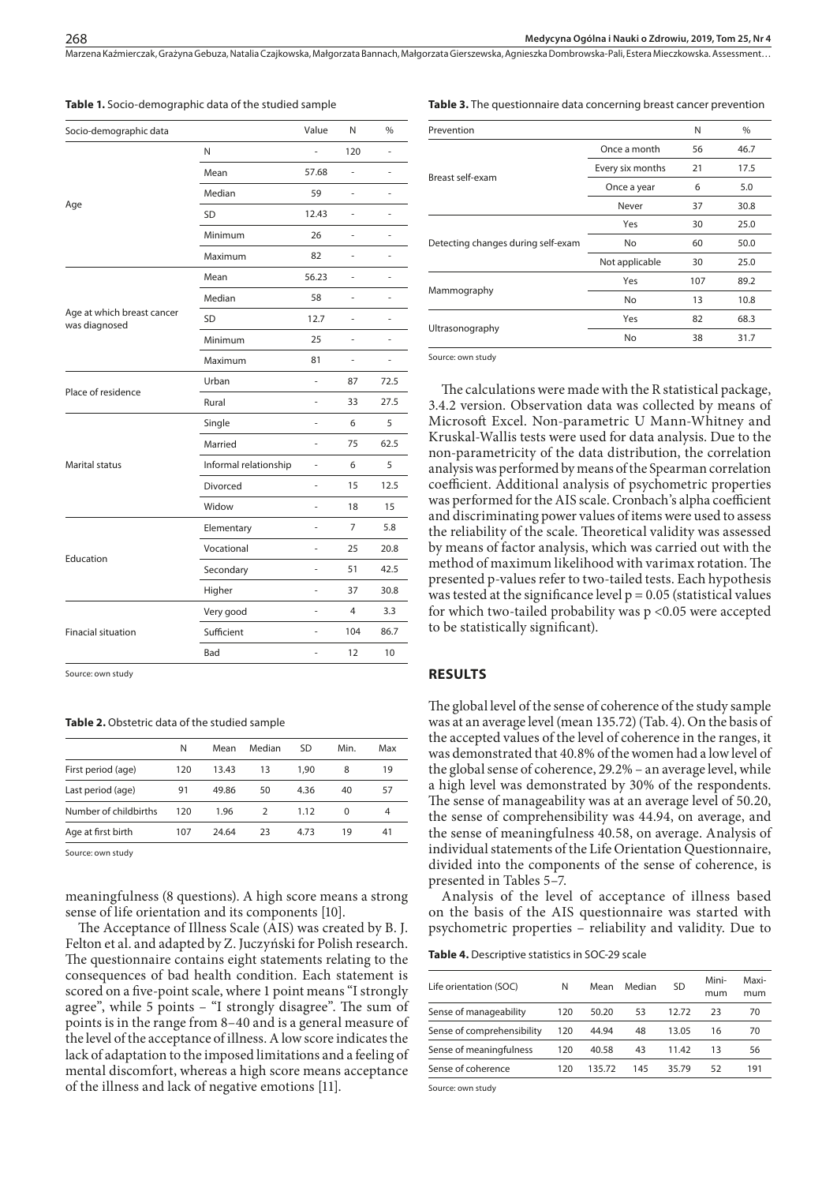**Table 1.** Socio-demographic data of the studied sample

| Socio-demographic data | | Value | N | % |
|---|---|---|---|---|
| Age | N | - | 120 | - |
| | Mean | 57.68 | - | - |
| | Median | 59 | - | - |
| | SD | 12.43 | - | - |
| | Minimum | 26 | - | - |
| | Maximum | 82 | - | - |
| Age at which breast cancer was diagnosed | Mean | 56.23 | - | - |
| | Median | 58 | - | - |
| | SD | 12.7 | - | - |
| | Minimum | 25 | - | - |
| | Maximum | 81 | - | - |
| Place of residence | Urban | - | 87 | 72.5 |
| | Rural | - | 33 | 27.5 |
| Marital status | Single | - | 6 | 5 |
| | Married | - | 75 | 62.5 |
| | Informal relationship | - | 6 | 5 |
| | Divorced | - | 15 | 12.5 |
| | Widow | - | 18 | 15 |
| Education | Elementary | - | 7 | 5.8 |
| | Vocational | - | 25 | 20.8 |
| | Secondary | - | 51 | 42.5 |
| | Higher | - | 37 | 30.8 |
| Finacial situation | Very good | - | 4 | 3.3 |
| | Sufficient | - | 104 | 86.7 |
| | Bad | - | 12 | 10 |

Source: own study

**Table 2.** Obstetric data of the studied sample

| | N | Mean | Median | SD | Min. | Max |
|---|---|---|---|---|---|---|
| First period (age) | 120 | 13.43 | 13 | 1,90 | 8 | 19 |
| Last period (age) | 91 | 49.86 | 50 | 4.36 | 40 | 57 |
| Number of childbirths | 120 | 1.96 | 2 | 1.12 | 0 | 4 |
| Age at first birth | 107 | 24.64 | 23 | 4.73 | 19 | 41 |

Source: own study

meaningfulness (8 questions). A high score means a strong sense of life orientation and its components [10].

The Acceptance of Illness Scale (AIS) was created by B. J. Felton et al. and adapted by Z. Juczyński for Polish research. The questionnaire contains eight statements relating to the consequences of bad health condition. Each statement is scored on a five-point scale, where 1 point means "I strongly agree", while 5 points – "I strongly disagree". The sum of points is in the range from 8–40 and is a general measure of the level of the acceptance of illness. A low score indicates the lack of adaptation to the imposed limitations and a feeling of mental discomfort, whereas a high score means acceptance of the illness and lack of negative emotions [11].

**Table 3.** The questionnaire data concerning breast cancer prevention

| Prevention | | N | % |
|---|---|---|---|
| Breast self-exam | Once a month | 56 | 46.7 |
| | Every six months | 21 | 17.5 |
| | Once a year | 6 | 5.0 |
| | Never | 37 | 30.8 |
| Detecting changes during self-exam | Yes | 30 | 25.0 |
| | No | 60 | 50.0 |
| | Not applicable | 30 | 25.0 |
| Mammography | Yes | 107 | 89.2 |
| | No | 13 | 10.8 |
| Ultrasonography | Yes | 82 | 68.3 |
| | No | 38 | 31.7 |

Source: own study

The calculations were made with the R statistical package, 3.4.2 version. Observation data was collected by means of Microsoft Excel. Non-parametric U Mann-Whitney and Kruskal-Wallis tests were used for data analysis. Due to the non-parametricity of the data distribution, the correlation analysis was performed by means of the Spearman correlation coefficient. Additional analysis of psychometric properties was performed for the AIS scale. Cronbach's alpha coefficient and discriminating power values of items were used to assess the reliability of the scale. Theoretical validity was assessed by means of factor analysis, which was carried out with the method of maximum likelihood with varimax rotation. The presented p-values refer to two-tailed tests. Each hypothesis was tested at the significance level $p = 0.05$ (statistical values for which two-tailed probability was $p < 0.05$ were accepted to be statistically significant).

## RESULTS

The global level of the sense of coherence of the study sample was at an average level (mean 135.72) (Tab. 4). On the basis of the accepted values of the level of coherence in the ranges, it was demonstrated that 40.8% of the women had a low level of the global sense of coherence, 29.2% – an average level, while a high level was demonstrated by 30% of the respondents. The sense of manageability was at an average level of 50.20, the sense of comprehensibility was 44.94, on average, and the sense of meaningfulness 40.58, on average. Analysis of individual statements of the Life Orientation Questionnaire, divided into the components of the sense of coherence, is presented in Tables 5–7.

Analysis of the level of acceptance of illness based on the basis of the AIS questionnaire was started with psychometric properties – reliability and validity. Due to

**Table 4.** Descriptive statistics in SOC-29 scale

| Life orientation (SOC) | N | Mean | Median | SD | Minimum | Maximum |
|---|---|---|---|---|---|---|
| Sense of manageability | 120 | 50.20 | 53 | 12.72 | 23 | 70 |
| Sense of comprehensibility | 120 | 44.94 | 48 | 13.05 | 16 | 70 |
| Sense of meaningfulness | 120 | 40.58 | 43 | 11.42 | 13 | 56 |
| Sense of coherence | 120 | 135.72 | 145 | 35.79 | 52 | 191 |

Source: own study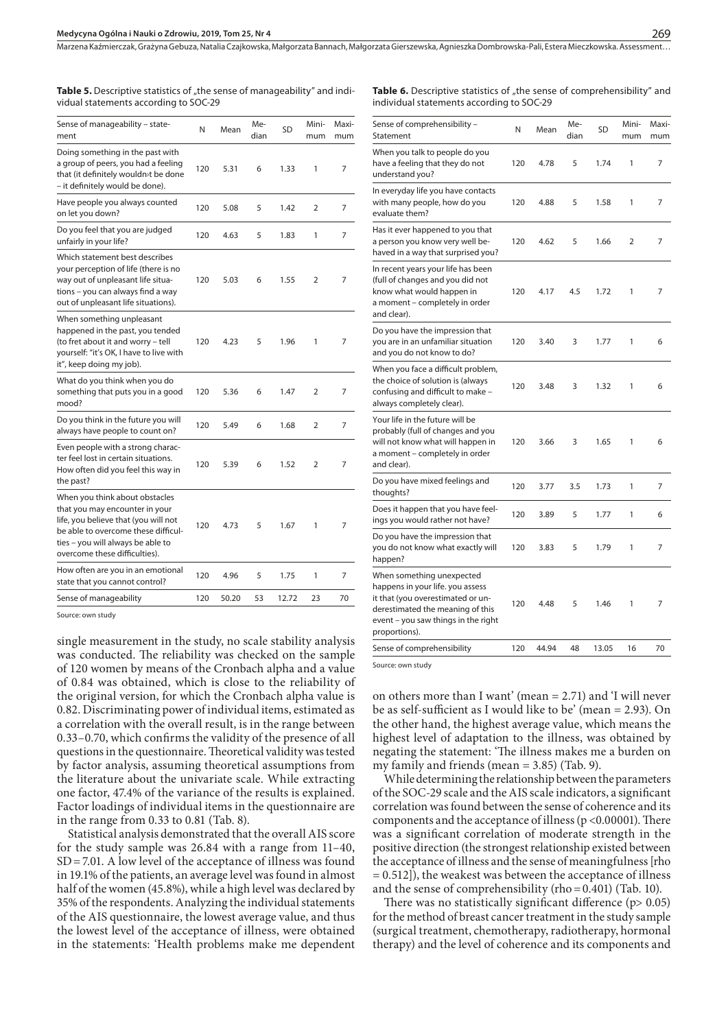**Table 5.** Descriptive statistics of „the sense of manageability" and individual statements according to SOC-29

| Sense of manageability – statement | N | Mean | Median | SD | Minimum | Maximum |
|---|---|---|---|---|---|---|
| Doing something in the past with a group of peers, you had a feeling that (it definitely wouldn›t be done – it definitely would be done). | 120 | 5.31 | 6 | 1.33 | 1 | 7 |
| Have people you always counted on let you down? | 120 | 5.08 | 5 | 1.42 | 2 | 7 |
| Do you feel that you are judged unfairly in your life? | 120 | 4.63 | 5 | 1.83 | 1 | 7 |
| Which statement best describes your perception of life (there is no way out of unpleasant life situations – you can always find a way out of unpleasant life situations). | 120 | 5.03 | 6 | 1.55 | 2 | 7 |
| When something unpleasant happened in the past, you tended (to fret about it and worry – tell yourself: "it's OK, I have to live with it", keep doing my job). | 120 | 4.23 | 5 | 1.96 | 1 | 7 |
| What do you think when you do something that puts you in a good mood? | 120 | 5.36 | 6 | 1.47 | 2 | 7 |
| Do you think in the future you will always have people to count on? | 120 | 5.49 | 6 | 1.68 | 2 | 7 |
| Even people with a strong character feel lost in certain situations. How often did you feel this way in the past? | 120 | 5.39 | 6 | 1.52 | 2 | 7 |
| When you think about obstacles that you may encounter in your life, you believe that (you will not be able to overcome these difficulties – you will always be able to overcome these difficulties). | 120 | 4.73 | 5 | 1.67 | 1 | 7 |
| How often are you in an emotional state that you cannot control? | 120 | 4.96 | 5 | 1.75 | 1 | 7 |
| Sense of manageability | 120 | 50.20 | 53 | 12.72 | 23 | 70 |

Source: own study

**Table 6.** Descriptive statistics of „the sense of comprehensibility" and individual statements according to SOC-29

| Sense of comprehensibility – Statement | N | Mean | Median | SD | Minimum | Maximum |
|---|---|---|---|---|---|---|
| When you talk to people do you have a feeling that they do not understand you? | 120 | 4.78 | 5 | 1.74 | 1 | 7 |
| In everyday life you have contacts with many people, how do you evaluate them? | 120 | 4.88 | 5 | 1.58 | 1 | 7 |
| Has it ever happened to you that a person you know very well behaved in a way that surprised you? | 120 | 4.62 | 5 | 1.66 | 2 | 7 |
| In recent years your life has been (full of changes and you did not know what would happen in a moment – completely in order and clear). | 120 | 4.17 | 4.5 | 1.72 | 1 | 7 |
| Do you have the impression that you are in an unfamiliar situation and you do not know to do? | 120 | 3.40 | 3 | 1.77 | 1 | 6 |
| When you face a difficult problem, the choice of solution is (always confusing and difficult to make – always completely clear). | 120 | 3.48 | 3 | 1.32 | 1 | 6 |
| Your life in the future will be probably (full of changes and you will not know what will happen in a moment – completely in order and clear). | 120 | 3.66 | 3 | 1.65 | 1 | 6 |
| Do you have mixed feelings and thoughts? | 120 | 3.77 | 3.5 | 1.73 | 1 | 7 |
| Does it happen that you have feelings you would rather not have? | 120 | 3.89 | 5 | 1.77 | 1 | 6 |
| Do you have the impression that you do not know what exactly will happen? | 120 | 3.83 | 5 | 1.79 | 1 | 7 |
| When something unexpected happens in your life. you assess it that (you overestimated or underestimated the meaning of this event – you saw things in the right proportions). | 120 | 4.48 | 5 | 1.46 | 1 | 7 |
| Sense of comprehensibility | 120 | 44.94 | 48 | 13.05 | 16 | 70 |

Source: own study

single measurement in the study, no scale stability analysis was conducted. The reliability was checked on the sample of 120 women by means of the Cronbach alpha and a value of 0.84 was obtained, which is close to the reliability of the original version, for which the Cronbach alpha value is 0.82. Discriminating power of individual items, estimated as a correlation with the overall result, is in the range between 0.33–0.70, which confirms the validity of the presence of all questions in the questionnaire. Theoretical validity was tested by factor analysis, assuming theoretical assumptions from the literature about the univariate scale. While extracting one factor, 47.4% of the variance of the results is explained. Factor loadings of individual items in the questionnaire are in the range from 0.33 to 0.81 (Tab. 8).

Statistical analysis demonstrated that the overall AIS score for the study sample was 26.84 with a range from 11–40, SD = 7.01. A low level of the acceptance of illness was found in 19.1% of the patients, an average level was found in almost half of the women (45.8%), while a high level was declared by 35% of the respondents. Analyzing the individual statements of the AIS questionnaire, the lowest average value, and thus the lowest level of the acceptance of illness, were obtained in the statements: 'Health problems make me dependent on others more than I want' (mean = 2.71) and 'I will never be as self-sufficient as I would like to be' (mean = 2.93). On the other hand, the highest average value, which means the highest level of adaptation to the illness, was obtained by negating the statement: 'The illness makes me a burden on my family and friends (mean = 3.85) (Tab. 9).

While determining the relationship between the parameters of the SOC-29 scale and the AIS scale indicators, a significant correlation was found between the sense of coherence and its components and the acceptance of illness ($p < 0.00001$). There was a significant correlation of moderate strength in the positive direction (the strongest relationship existed between the acceptance of illness and the sense of meaningfulness [rho = 0.512]), the weakest was between the acceptance of illness and the sense of comprehensibility (rho = 0.401) (Tab. 10).

There was no statistically significant difference ($p > 0.05$) for the method of breast cancer treatment in the study sample (surgical treatment, chemotherapy, radiotherapy, hormonal therapy) and the level of coherence and its components and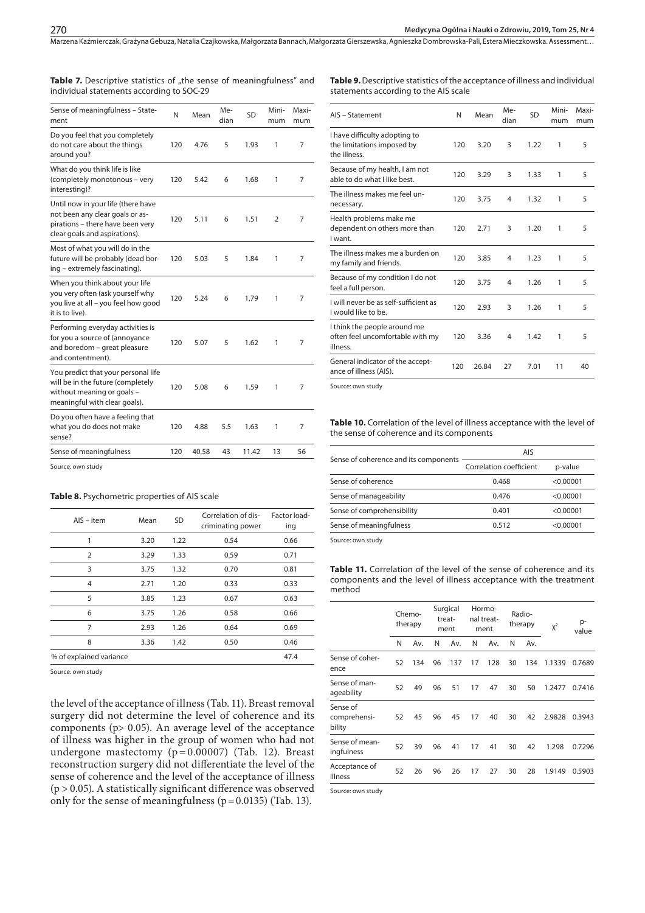**Table 7.** Descriptive statistics of „the sense of meaningfulness" and individual statements according to SOC-29

| Sense of meaningfulness – Statement | N | Mean | Median | SD | Minimum | Maximum |
|---|---|---|---|---|---|---|
| Do you feel that you completely do not care about the things around you? | 120 | 4.76 | 5 | 1.93 | 1 | 7 |
| What do you think life is like (completely monotonous – very interesting)? | 120 | 5.42 | 6 | 1.68 | 1 | 7 |
| Until now in your life (there have not been any clear goals or aspirations – there have been very clear goals and aspirations). | 120 | 5.11 | 6 | 1.51 | 2 | 7 |
| Most of what you will do in the future will be probably (dead boring – extremely fascinating). | 120 | 5.03 | 5 | 1.84 | 1 | 7 |
| When you think about your life you very often (ask yourself why you live at all – you feel how good it is to live). | 120 | 5.24 | 6 | 1.79 | 1 | 7 |
| Performing everyday activities is for you a source of (annoyance and boredom – great pleasure and contentment). | 120 | 5.07 | 5 | 1.62 | 1 | 7 |
| You predict that your personal life will be in the future (completely without meaning or goals – meaningful with clear goals). | 120 | 5.08 | 6 | 1.59 | 1 | 7 |
| Do you often have a feeling that what you do does not make sense? | 120 | 4.88 | 5.5 | 1.63 | 1 | 7 |
| Sense of meaningfulness | 120 | 40.58 | 43 | 11.42 | 13 | 56 |

Source: own study

**Table 8.** Psychometric properties of AIS scale

| AIS – item | Mean | SD | Correlation of discriminating power | Factor loading |
|---|---|---|---|---|
| 1 | 3.20 | 1.22 | 0.54 | 0.66 |
| 2 | 3.29 | 1.33 | 0.59 | 0.71 |
| 3 | 3.75 | 1.32 | 0.70 | 0.81 |
| 4 | 2.71 | 1.20 | 0.33 | 0.33 |
| 5 | 3.85 | 1.23 | 0.67 | 0.63 |
| 6 | 3.75 | 1.26 | 0.58 | 0.66 |
| 7 | 2.93 | 1.26 | 0.64 | 0.69 |
| 8 | 3.36 | 1.42 | 0.50 | 0.46 |
| % of explained variance | | | | 47.4 |

Source: own study

the level of the acceptance of illness (Tab. 11). Breast removal surgery did not determine the level of coherence and its components (p> 0.05). An average level of the acceptance of illness was higher in the group of women who had not undergone mastectomy (p = 0.00007) (Tab. 12). Breast reconstruction surgery did not differentiate the level of the sense of coherence and the level of the acceptance of illness (p > 0.05). A statistically significant difference was observed only for the sense of meaningfulness (p = 0.0135) (Tab. 13).

**Table 9.** Descriptive statistics of the acceptance of illness and individual statements according to the AIS scale

| AIS – Statement | N | Mean | Median | SD | Minimum | Maximum |
|---|---|---|---|---|---|---|
| I have difficulty adopting to the limitations imposed by the illness. | 120 | 3.20 | 3 | 1.22 | 1 | 5 |
| Because of my health, I am not able to do what I like best. | 120 | 3.29 | 3 | 1.33 | 1 | 5 |
| The illness makes me feel unnecessary. | 120 | 3.75 | 4 | 1.32 | 1 | 5 |
| Health problems make me dependent on others more than I want. | 120 | 2.71 | 3 | 1.20 | 1 | 5 |
| The illness makes me a burden on my family and friends. | 120 | 3.85 | 4 | 1.23 | 1 | 5 |
| Because of my condition I do not feel a full person. | 120 | 3.75 | 4 | 1.26 | 1 | 5 |
| I will never be as self-sufficient as I would like to be. | 120 | 2.93 | 3 | 1.26 | 1 | 5 |
| I think the people around me often feel uncomfortable with my illness. | 120 | 3.36 | 4 | 1.42 | 1 | 5 |
| General indicator of the acceptance of illness (AIS). | 120 | 26.84 | 27 | 7.01 | 11 | 40 |

Source: own study

**Table 10.** Correlation of the level of illness acceptance with the level of the sense of coherence and its components

| Sense of coherence and its components | AIS | |
|---|---|---|
| | Correlation coefficient | p-value |
| Sense of coherence | 0.468 | <0.00001 |
| Sense of manageability | 0.476 | <0.00001 |
| Sense of comprehensibility | 0.401 | <0.00001 |
| Sense of meaningfulness | 0.512 | <0.00001 |

Source: own study

**Table 11.** Correlation of the level of the sense of coherence and its components and the level of illness acceptance with the treatment method

| | Chemotherapy | | Surgical treatment | | Hormonal treatment | | Radiotherapy | | $\chi^2$ | p-value |
|---|---|---|---|---|---|---|---|---|---|---|
| | N | Av. | N | Av. | N | Av. | N | Av. | | |
| Sense of coherence | 52 | 134 | 96 | 137 | 17 | 128 | 30 | 134 | 1.1339 | 0.7689 |
| Sense of manageability | 52 | 49 | 96 | 51 | 17 | 47 | 30 | 50 | 1.2477 | 0.7416 |
| Sense of comprehensibility | 52 | 45 | 96 | 45 | 17 | 40 | 30 | 42 | 2.9828 | 0.3943 |
| Sense of meaningfulness | 52 | 39 | 96 | 41 | 17 | 41 | 30 | 42 | 1.298 | 0.7296 |
| Acceptance of illness | 52 | 26 | 96 | 26 | 17 | 27 | 30 | 28 | 1.9149 | 0.5903 |

Source: own study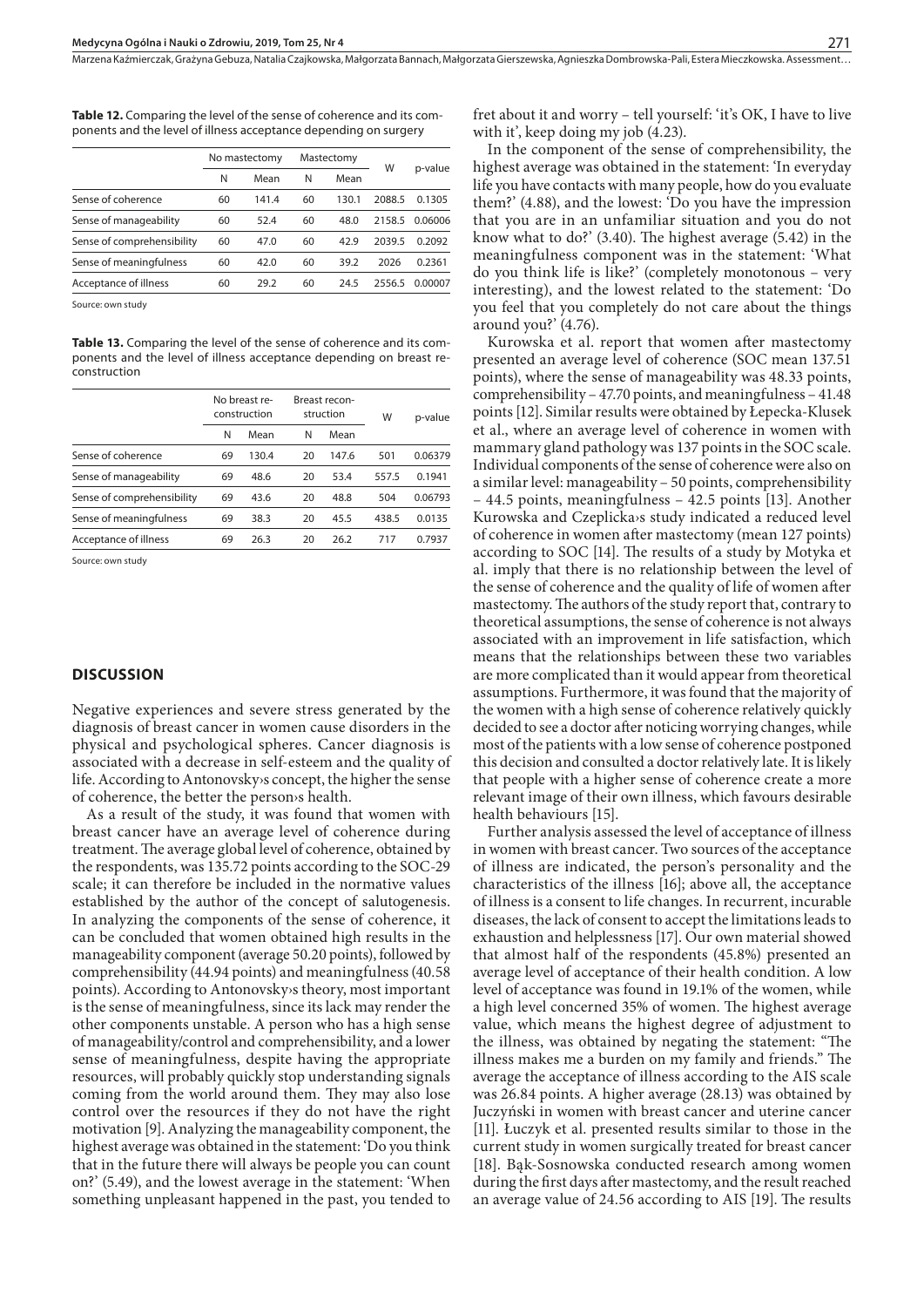**Table 12.** Comparing the level of the sense of coherence and its components and the level of illness acceptance depending on surgery

| | No mastectomy | | Mastectomy | | W | p-value |
|---|---|---|---|---|---|---|
| | N | Mean | N | Mean | | |
| Sense of coherence | 60 | 141.4 | 60 | 130.1 | 2088.5 | 0.1305 |
| Sense of manageability | 60 | 52.4 | 60 | 48.0 | 2158.5 | 0.06006 |
| Sense of comprehensibility | 60 | 47.0 | 60 | 42.9 | 2039.5 | 0.2092 |
| Sense of meaningfulness | 60 | 42.0 | 60 | 39.2 | 2026 | 0.2361 |
| Acceptance of illness | 60 | 29.2 | 60 | 24.5 | 2556.5 | 0.00007 |

Source: own study

**Table 13.** Comparing the level of the sense of coherence and its components and the level of illness acceptance depending on breast reconstruction

| | No breast reconstruction | | Breast reconstruction | | W | p-value |
|---|---|---|---|---|---|---|
| | N | Mean | N | Mean | | |
| Sense of coherence | 69 | 130.4 | 20 | 147.6 | 501 | 0.06379 |
| Sense of manageability | 69 | 48.6 | 20 | 53.4 | 557.5 | 0.1941 |
| Sense of comprehensibility | 69 | 43.6 | 20 | 48.8 | 504 | 0.06793 |
| Sense of meaningfulness | 69 | 38.3 | 20 | 45.5 | 438.5 | 0.0135 |
| Acceptance of illness | 69 | 26.3 | 20 | 26.2 | 717 | 0.7937 |

Source: own study

## DISCUSSION

Negative experiences and severe stress generated by the diagnosis of breast cancer in women cause disorders in the physical and psychological spheres. Cancer diagnosis is associated with a decrease in self-esteem and the quality of life. According to Antonovsky›s concept, the higher the sense of coherence, the better the person›s health.

As a result of the study, it was found that women with breast cancer have an average level of coherence during treatment. The average global level of coherence, obtained by the respondents, was 135.72 points according to the SOC-29 scale; it can therefore be included in the normative values established by the author of the concept of salutogenesis. In analyzing the components of the sense of coherence, it can be concluded that women obtained high results in the manageability component (average 50.20 points), followed by comprehensibility (44.94 points) and meaningfulness (40.58 points). According to Antonovsky›s theory, most important is the sense of meaningfulness, since its lack may render the other components unstable. A person who has a high sense of manageability/control and comprehensibility, and a lower sense of meaningfulness, despite having the appropriate resources, will probably quickly stop understanding signals coming from the world around them. They may also lose control over the resources if they do not have the right motivation [9]. Analyzing the manageability component, the highest average was obtained in the statement: 'Do you think that in the future there will always be people you can count on?' (5.49), and the lowest average in the statement: 'When something unpleasant happened in the past, you tended to fret about it and worry – tell yourself: 'it's OK, I have to live with it', keep doing my job (4.23).

In the component of the sense of comprehensibility, the highest average was obtained in the statement: 'In everyday life you have contacts with many people, how do you evaluate them?' (4.88), and the lowest: 'Do you have the impression that you are in an unfamiliar situation and you do not know what to do?' (3.40). The highest average (5.42) in the meaningfulness component was in the statement: 'What do you think life is like?' (completely monotonous – very interesting), and the lowest related to the statement: 'Do you feel that you completely do not care about the things around you?' (4.76).

Kurowska et al. report that women after mastectomy presented an average level of coherence (SOC mean 137.51 points), where the sense of manageability was 48.33 points, comprehensibility – 47.70 points, and meaningfulness – 41.48 points [12]. Similar results were obtained by Łepecka-Klusek et al., where an average level of coherence in women with mammary gland pathology was 137 points in the SOC scale. Individual components of the sense of coherence were also on a similar level: manageability – 50 points, comprehensibility – 44.5 points, meaningfulness – 42.5 points [13]. Another Kurowska and Czeplicka›s study indicated a reduced level of coherence in women after mastectomy (mean 127 points) according to SOC [14]. The results of a study by Motyka et al. imply that there is no relationship between the level of the sense of coherence and the quality of life of women after mastectomy. The authors of the study report that, contrary to theoretical assumptions, the sense of coherence is not always associated with an improvement in life satisfaction, which means that the relationships between these two variables are more complicated than it would appear from theoretical assumptions. Furthermore, it was found that the majority of the women with a high sense of coherence relatively quickly decided to see a doctor after noticing worrying changes, while most of the patients with a low sense of coherence postponed this decision and consulted a doctor relatively late. It is likely that people with a higher sense of coherence create a more relevant image of their own illness, which favours desirable health behaviours [15].

Further analysis assessed the level of acceptance of illness in women with breast cancer. Two sources of the acceptance of illness are indicated, the person's personality and the characteristics of the illness [16]; above all, the acceptance of illness is a consent to life changes. In recurrent, incurable diseases, the lack of consent to accept the limitations leads to exhaustion and helplessness [17]. Our own material showed that almost half of the respondents (45.8%) presented an average level of acceptance of their health condition. A low level of acceptance was found in 19.1% of the women, while a high level concerned 35% of women. The highest average value, which means the highest degree of adjustment to the illness, was obtained by negating the statement: "The illness makes me a burden on my family and friends." The average the acceptance of illness according to the AIS scale was 26.84 points. A higher average (28.13) was obtained by Juczyński in women with breast cancer and uterine cancer [11]. Łuczyk et al. presented results similar to those in the current study in women surgically treated for breast cancer [18]. Bąk-Sosnowska conducted research among women during the first days after mastectomy, and the result reached an average value of 24.56 according to AIS [19]. The results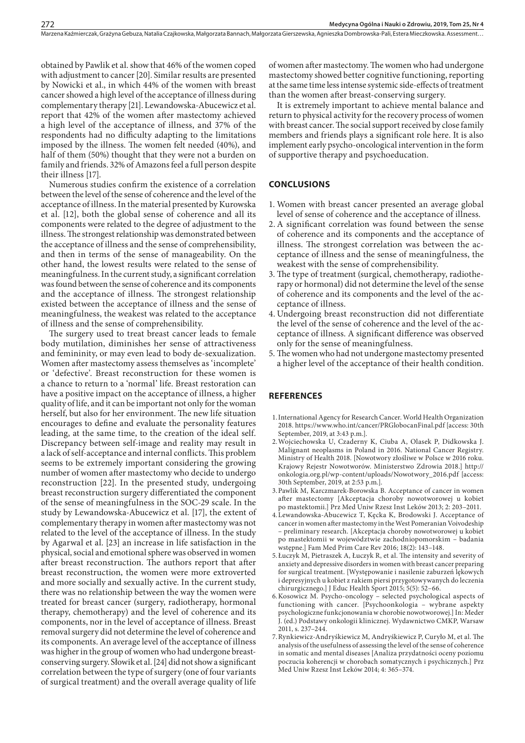obtained by Pawlik et al. show that 46% of the women coped with adjustment to cancer [20]. Similar results are presented by Nowicki et al., in which 44% of the women with breast cancer showed a high level of the acceptance of illness during complementary therapy [21]. Lewandowska-Abucewicz et al. report that 42% of the women after mastectomy achieved a high level of the acceptance of illness, and 37% of the respondents had no difficulty adapting to the limitations imposed by the illness. The women felt needed (40%), and half of them (50%) thought that they were not a burden on family and friends. 32% of Amazons feel a full person despite their illness [17].

Numerous studies confirm the existence of a correlation between the level of the sense of coherence and the level of the acceptance of illness. In the material presented by Kurowska et al. [12], both the global sense of coherence and all its components were related to the degree of adjustment to the illness. The strongest relationship was demonstrated between the acceptance of illness and the sense of comprehensibility, and then in terms of the sense of manageability. On the other hand, the lowest results were related to the sense of meaningfulness. In the current study, a significant correlation was found between the sense of coherence and its components and the acceptance of illness. The strongest relationship existed between the acceptance of illness and the sense of meaningfulness, the weakest was related to the acceptance of illness and the sense of comprehensibility.

The surgery used to treat breast cancer leads to female body mutilation, diminishes her sense of attractiveness and femininity, or may even lead to body de-sexualization. Women after mastectomy assess themselves as 'incomplete' or 'defective'. Breast reconstruction for these women is a chance to return to a 'normal' life. Breast restoration can have a positive impact on the acceptance of illness, a higher quality of life, and it can be important not only for the woman herself, but also for her environment. The new life situation encourages to define and evaluate the personality features leading, at the same time, to the creation of the ideal self. Discrepancy between self-image and reality may result in a lack of self-acceptance and internal conflicts. This problem seems to be extremely important considering the growing number of women after mastectomy who decide to undergo reconstruction [22]. In the presented study, undergoing breast reconstruction surgery differentiated the component of the sense of meaningfulness in the SOC-29 scale. In the study by Lewandowska-Abucewicz et al. [17], the extent of complementary therapy in women after mastectomy was not related to the level of the acceptance of illness. In the study by Agarwal et al. [23] an increase in life satisfaction in the physical, social and emotional sphere was observed in women after breast reconstruction. The authors report that after breast reconstruction, the women were more extroverted and more socially and sexually active. In the current study, there was no relationship between the way the women were treated for breast cancer (surgery, radiotherapy, hormonal therapy, chemotherapy) and the level of coherence and its components, nor in the level of acceptance of illness. Breast removal surgery did not determine the level of coherence and its components. An average level of the acceptance of illness was higher in the group of women who had undergone breast-conserving surgery. Słowik et al. [24] did not show a significant correlation between the type of surgery (one of four variants of surgical treatment) and the overall average quality of life of women after mastectomy. The women who had undergone mastectomy showed better cognitive functioning, reporting at the same time less intense systemic side-effects of treatment than the women after breast-conserving surgery.

It is extremely important to achieve mental balance and return to physical activity for the recovery process of women with breast cancer. The social support received by close family members and friends plays a significant role here. It is also implement early psycho-oncological intervention in the form of supportive therapy and psychoeducation.

## CONCLUSIONS

1. Women with breast cancer presented an average global level of sense of coherence and the acceptance of illness.
2. A significant correlation was found between the sense of coherence and its components and the acceptance of illness. The strongest correlation was between the acceptance of illness and the sense of meaningfulness, the weakest with the sense of comprehensibility.
3. The type of treatment (surgical, chemotherapy, radiotherapy or hormonal) did not determine the level of the sense of coherence and its components and the level of the acceptance of illness.
4. Undergoing breast reconstruction did not differentiate the level of the sense of coherence and the level of the acceptance of illness. A significant difference was observed only for the sense of meaningfulness.
5. The women who had not undergone mastectomy presented a higher level of the acceptance of their health condition.

## REFERENCES

1. International Agency for Research Cancer. World Health Organization 2018. https://www.who.int/cancer/PRGlobocanFinal.pdf [access: 30th September, 2019, at 3:43 p.m.].
2. Wojciechowska U, Czaderny K, Ciuba A, Olasek P, Didkowska J. Malignant neoplasms in Poland in 2016. National Cancer Registry. Ministry of Health 2018. [Nowotwory złośliwe w Polsce w 2016 roku. Krajowy Rejestr Nowotworów. Ministerstwo Zdrowia 2018.] http://onkologia.org.pl/wp-content/uploads/Nowotwory_2016.pdf [access: 30th September, 2019, at 2:53 p.m.].
3. Pawlik M, Karczmarek-Borowska B. Acceptance of cancer in women after mastectomy [Akceptacja choroby nowotworowej u kobiet po mastektomii.] Prz Med Uniw Rzesz Inst Leków 2013; 2: 203–2011.
4. Lewandowska-Abucewicz T, Kęcka K, Brodowski J. Acceptance of cancer in women after mastectomy in the West Pomeranian Voivodeship – preliminary research. [Akceptacja choroby nowotworowej u kobiet po mastektomii w województwie zachodniopomorskim – badania wstępne.] Fam Med Prim Care Rev 2016; 18(2): 143–148.
5. Łuczyk M, Pietraszek A, Łuczyk R, et al. The intensity and severity of anxiety and depressive disorders in women with breast cancer preparing for surgical treatment. [Występowanie i nasilenie zaburzeń lękowych i depresyjnych u kobiet z rakiem piersi przygotowywanych do leczenia chirurgicznego.] J Educ Health Sport 2015; 5(5): 52–66.
6. Kosowicz M. Psycho-oncology – selected psychological aspects of functioning with cancer. [Psychoonkologia – wybrane aspekty psychologiczne funkcjonowania w chorobie nowotworowej.] In: Meder J. (ed.) Podstawy onkologii klinicznej. Wydawnictwo CMKP, Warsaw 2011, s. 237–244.
7. Rynkiewicz-Andryśkiewicz M, Andryśkiewicz P, Curyło M, et al. The analysis of the usefulness of assessing the level of the sense of coherence in somatic and mental diseases [Analiza przydatności oceny poziomu poczucia koherencji w chorobach somatycznych i psychicznych.] Prz Med Uniw Rzesz Inst Leków 2014; 4: 365–374.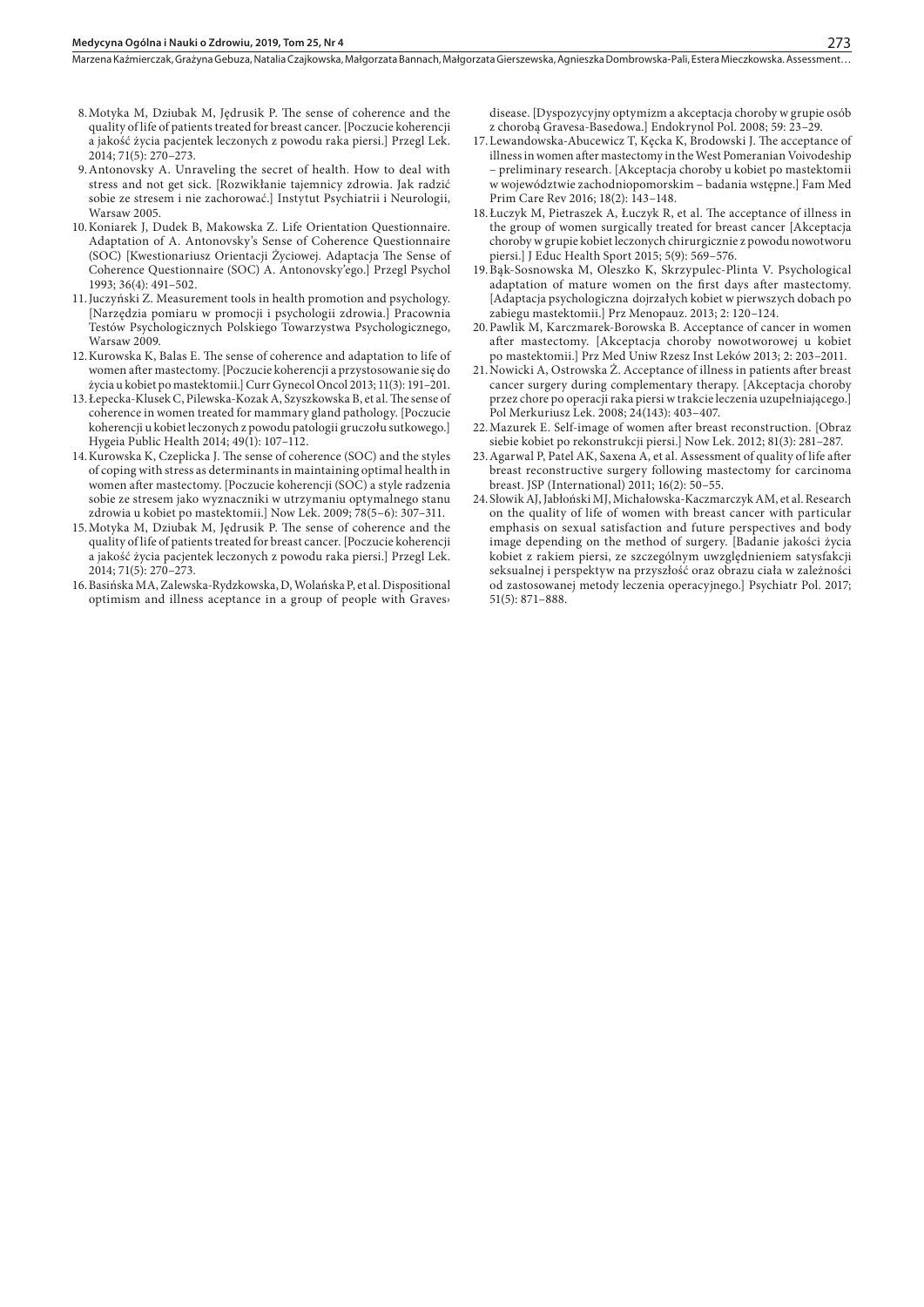8. Motyka M, Dziubak M, Jędrusik P. The sense of coherence and the quality of life of patients treated for breast cancer. [Poczucie koherencji a jakość życia pacjentek leczonych z powodu raka piersi.] Przegl Lek. 2014; 71(5): 270–273.
9. Antonovsky A. Unraveling the secret of health. How to deal with stress and not get sick. [Rozwikłanie tajemnicy zdrowia. Jak radzić sobie ze stresem i nie zachorować.] Instytut Psychiatrii i Neurologii, Warsaw 2005.
10. Koniarek J, Dudek B, Makowska Z. Life Orientation Questionnaire. Adaptation of A. Antonovsky's Sense of Coherence Questionnaire (SOC) [Kwestionariusz Orientacji Życiowej. Adaptacja The Sense of Coherence Questionnaire (SOC) A. Antonovsky'ego.] Przegl Psychol 1993; 36(4): 491–502.
11. Juczyński Z. Measurement tools in health promotion and psychology. [Narzędzia pomiaru w promocji i psychologii zdrowia.] Pracownia Testów Psychologicznych Polskiego Towarzystwa Psychologicznego, Warsaw 2009.
12. Kurowska K, Balas E. The sense of coherence and adaptation to life of women after mastectomy. [Poczucie koherencji a przystosowanie się do życia u kobiet po mastektomii.] Curr Gynecol Oncol 2013; 11(3): 191–201.
13. Łepecka-Klusek C, Pilewska-Kozak A, Szyszkowska B, et al. The sense of coherence in women treated for mammary gland pathology. [Poczucie koherencji u kobiet leczonych z powodu patologii gruczołu sutkowego.] Hygeia Public Health 2014; 49(1): 107–112.
14. Kurowska K, Czeplicka J. The sense of coherence (SOC) and the styles of coping with stress as determinants in maintaining optimal health in women after mastectomy. [Poczucie koherencji (SOC) a style radzenia sobie ze stresem jako wyznaczniki w utrzymaniu optymalnego stanu zdrowia u kobiet po mastektomii.] Now Lek. 2009; 78(5–6): 307–311.
15. Motyka M, Dziubak M, Jędrusik P. The sense of coherence and the quality of life of patients treated for breast cancer. [Poczucie koherencji a jakość życia pacjentek leczonych z powodu raka piersi.] Przegl Lek. 2014; 71(5): 270–273.
16. Basińska MA, Zalewska-Rydzkowska, D, Wolańska P, et al. Dispositional optimism and illness aceptance in a group of people with Graves› disease. [Dyspozycyjny optymizm a akceptacja choroby w grupie osób z chorobą Gravesa-Basedowa.] Endokrynol Pol. 2008; 59: 23–29.
17. Lewandowska-Abucewicz T, Kęcka K, Brodowski J. The acceptance of illness in women after mastectomy in the West Pomeranian Voivodeship – preliminary research. [Akceptacja choroby u kobiet po mastektomii w województwie zachodniopomorskim – badania wstępne.] Fam Med Prim Care Rev 2016; 18(2): 143–148.
18. Łuczyk M, Pietraszek A, Łuczyk R, et al. The acceptance of illness in the group of women surgically treated for breast cancer [Akceptacja choroby w grupie kobiet leczonych chirurgicznie z powodu nowotworu piersi.] J Educ Health Sport 2015; 5(9): 569–576.
19. Bąk-Sosnowska M, Oleszko K, Skrzypulec-Plinta V. Psychological adaptation of mature women on the first days after mastectomy. [Adaptacja psychologiczna dojrzałych kobiet w pierwszych dobach po zabiegu mastektomii.] Prz Menopauz. 2013; 2: 120–124.
20. Pawlik M, Karczmarek-Borowska B. Acceptance of cancer in women after mastectomy. [Akceptacja choroby nowotworowej u kobiet po mastektomii.] Prz Med Uniw Rzesz Inst Leków 2013; 2: 203–2011.
21. Nowicki A, Ostrowska Ż. Acceptance of illness in patients after breast cancer surgery during complementary therapy. [Akceptacja choroby przez chore po operacji raka piersi w trakcie leczenia uzupełniającego.] Pol Merkuriusz Lek. 2008; 24(143): 403–407.
22. Mazurek E. Self-image of women after breast reconstruction. [Obraz siebie kobiet po rekonstrukcji piersi.] Now Lek. 2012; 81(3): 281–287.
23. Agarwal P, Patel AK, Saxena A, et al. Assessment of quality of life after breast reconstructive surgery following mastectomy for carcinoma breast. JSP (International) 2011; 16(2): 50–55.
24. Słowik AJ, Jabłoński MJ, Michałowska-Kaczmarczyk AM, et al. Research on the quality of life of women with breast cancer with particular emphasis on sexual satisfaction and future perspectives and body image depending on the method of surgery. [Badanie jakości życia kobiet z rakiem piersi, ze szczególnym uwzględnieniem satysfakcji seksualnej i perspektyw na przyszłość oraz obrazu ciała w zależności od zastosowanej metody leczenia operacyjnego.] Psychiatr Pol. 2017; 51(5): 871–888.